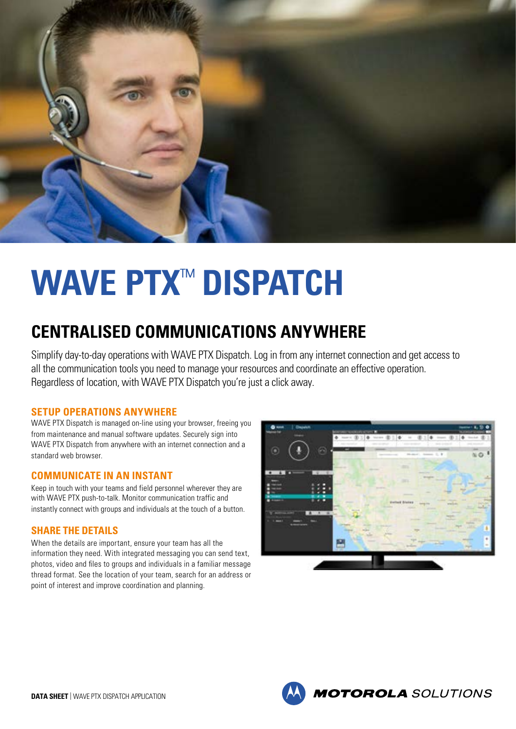# WAVE PTX™ DISPATCH

## CENTRALISED COMMUNICATIONS ANYWHERE

Simplify day-to-day operations with WAVE PTX Dispatch. Log in from any internet connection and get access to all the communication tools you need to manage your resources and coordinate an effective operation. Regardless of location, with WAVE PTX Dispatch you're just a click away.

### SETUP OPERATIONS ANYWHERE

WAVE PTX Dispatch is managed on-line using your browser, freeing you from maintenance and manual software updates. Securely sign into WAVE PTX Dispatch from anywhere with an internet connection and a standard web browser.

### COMMUNICATE IN AN INSTANT

Keep in touch with your teams and field personnel wherever they are with WAVE PTX push-to-talk. Monitor communication traffic and instantly connect with groups and individuals at the touch of a button.

### SHARE THE DETAILS

When the details are important, ensure your team has all the information they need. With integrated messaging you can send text, photos, video and files to groups and individuals in a familiar message thread format. See the location of your team, search for an address or point of interest and improve coordination and planning.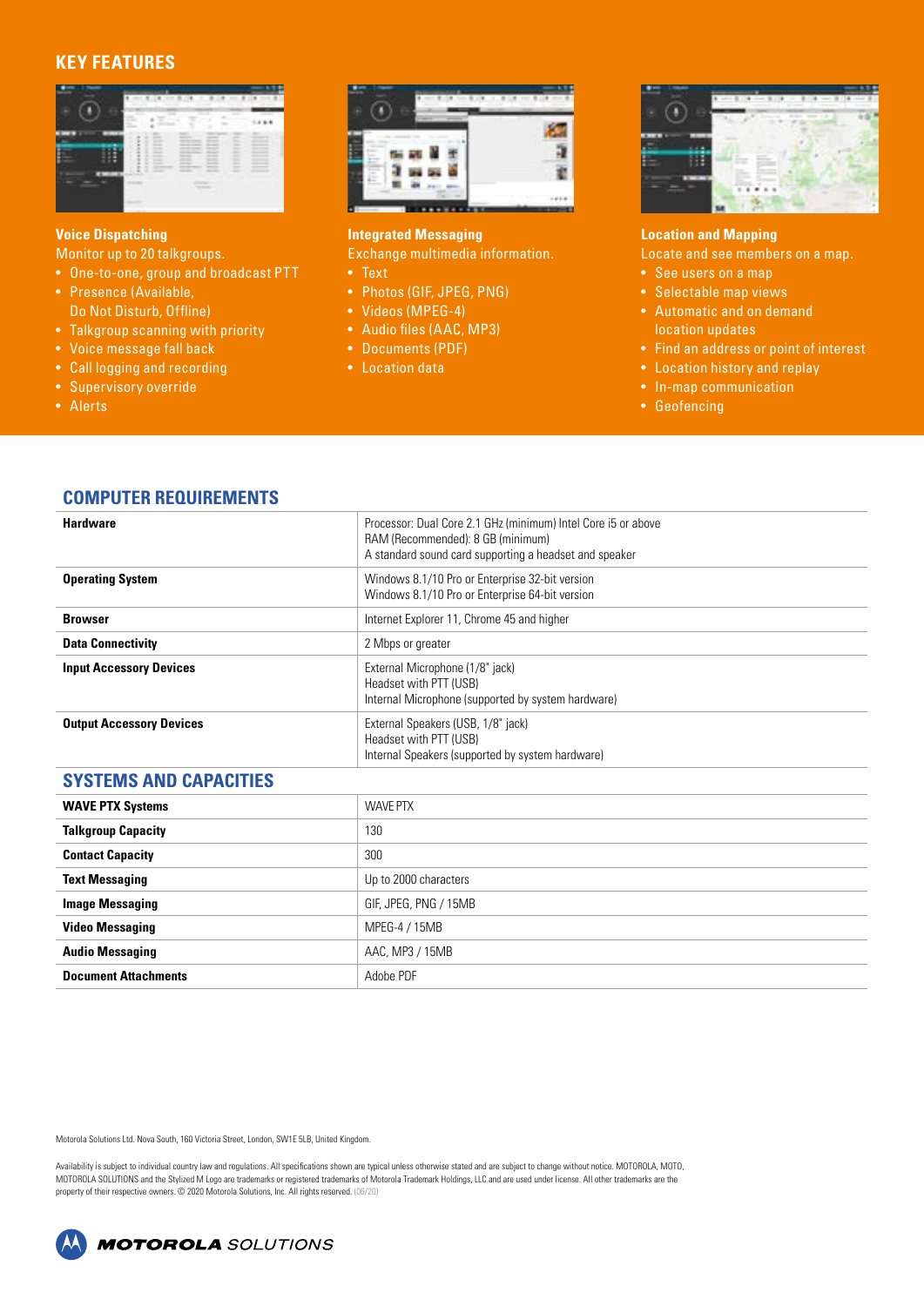## KEY FEATURES

### Voice Dispatching

Monitor up to 20 talkgroups.

- One-to-one, group and broadcast PTT
- Presence (Available, Do Not Disturb, Offline)
- Talkgroup scanning with priority
- Voice message fall back
- Call logging and recording
- Supervisory override
- Alerts

### Integrated Messaging

Exchange multimedia information.

- Text
- Photos (GIF, JPEG, PNG)
- Videos (MPEG-4)
- Audio files (AAC, MP3)
- Documents (PDF)
- Location data

### Location and Mapping

Locate and see members on a map.

- See users on a map
- Selectable map views
- Automatic and on demand location updates
- Find an address or point of interest
- Location history and replay
- In-map communication
- Geofencing

## COMPUTER REQUIREMENTS

| | |
|---|---|
| **Hardware** | Processor: Dual Core 2.1 GHz (minimum) Intel Core i5 or above<br>RAM (Recommended): 8 GB (minimum)<br>A standard sound card supporting a headset and speaker |
| **Operating System** | Windows 8.1/10 Pro or Enterprise 32-bit version<br>Windows 8.1/10 Pro or Enterprise 64-bit version |
| **Browser** | Internet Explorer 11, Chrome 45 and higher |
| **Data Connectivity** | 2 Mbps or greater |
| **Input Accessory Devices** | External Microphone (1/8" jack)<br>Headset with PTT (USB)<br>Internal Microphone (supported by system hardware) |
| **Output Accessory Devices** | External Speakers (USB, 1/8" jack)<br>Headset with PTT (USB)<br>Internal Speakers (supported by system hardware) |

## SYSTEMS AND CAPACITIES

| | |
|---|---|
| **WAVE PTX Systems** | WAVE PTX |
| **Talkgroup Capacity** | 130 |
| **Contact Capacity** | 300 |
| **Text Messaging** | Up to 2000 characters |
| **Image Messaging** | GIF, JPEG, PNG / 15MB |
| **Video Messaging** | MPEG-4 / 15MB |
| **Audio Messaging** | AAC, MP3 / 15MB |
| **Document Attachments** | Adobe PDF |

Motorola Solutions Ltd. Nova South, 160 Victoria Street, London, SW1E 5LB, United Kingdom.

Availability is subject to individual country law and regulations. All specifications shown are typical unless otherwise stated and are subject to change without notice. MOTOROLA, MOTO, MOTOROLA SOLUTIONS and the Stylized M Logo are trademarks or registered trademarks of Motorola Trademark Holdings, LLC and are used under license. All other trademarks are the property of their respective owners. © 2020 Motorola Solutions, Inc. All rights reserved. (06/20)

MOTOROLA SOLUTIONS